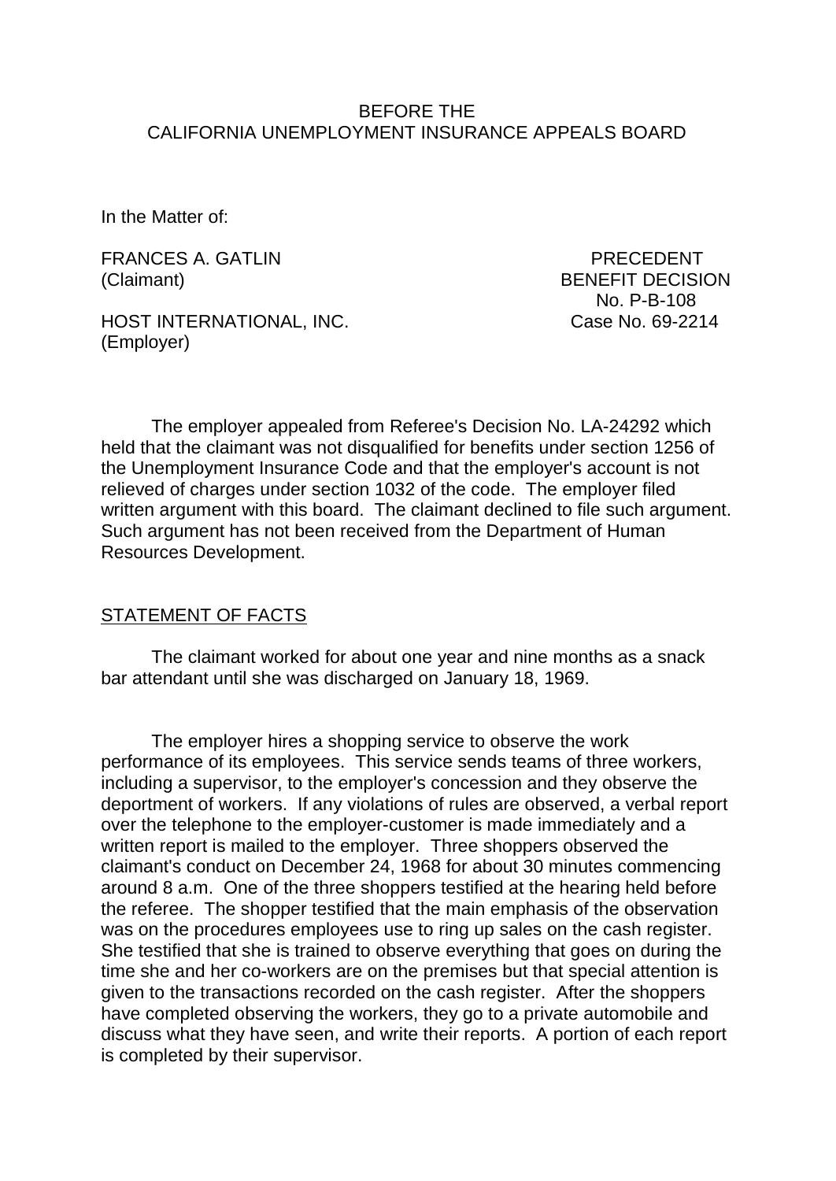BEFORE THE
CALIFORNIA UNEMPLOYMENT INSURANCE APPEALS BOARD

In the Matter of:

FRANCES A. GATLIN
(Claimant)

HOST INTERNATIONAL, INC.
(Employer)

PRECEDENT
BENEFIT DECISION
No. P-B-108
Case No. 69-2214

The employer appealed from Referee's Decision No. LA-24292 which held that the claimant was not disqualified for benefits under section 1256 of the Unemployment Insurance Code and that the employer's account is not relieved of charges under section 1032 of the code. The employer filed written argument with this board. The claimant declined to file such argument. Such argument has not been received from the Department of Human Resources Development.

STATEMENT OF FACTS

The claimant worked for about one year and nine months as a snack bar attendant until she was discharged on January 18, 1969.

The employer hires a shopping service to observe the work performance of its employees. This service sends teams of three workers, including a supervisor, to the employer's concession and they observe the deportment of workers. If any violations of rules are observed, a verbal report over the telephone to the employer-customer is made immediately and a written report is mailed to the employer. Three shoppers observed the claimant's conduct on December 24, 1968 for about 30 minutes commencing around 8 a.m. One of the three shoppers testified at the hearing held before the referee. The shopper testified that the main emphasis of the observation was on the procedures employees use to ring up sales on the cash register. She testified that she is trained to observe everything that goes on during the time she and her co-workers are on the premises but that special attention is given to the transactions recorded on the cash register. After the shoppers have completed observing the workers, they go to a private automobile and discuss what they have seen, and write their reports. A portion of each report is completed by their supervisor.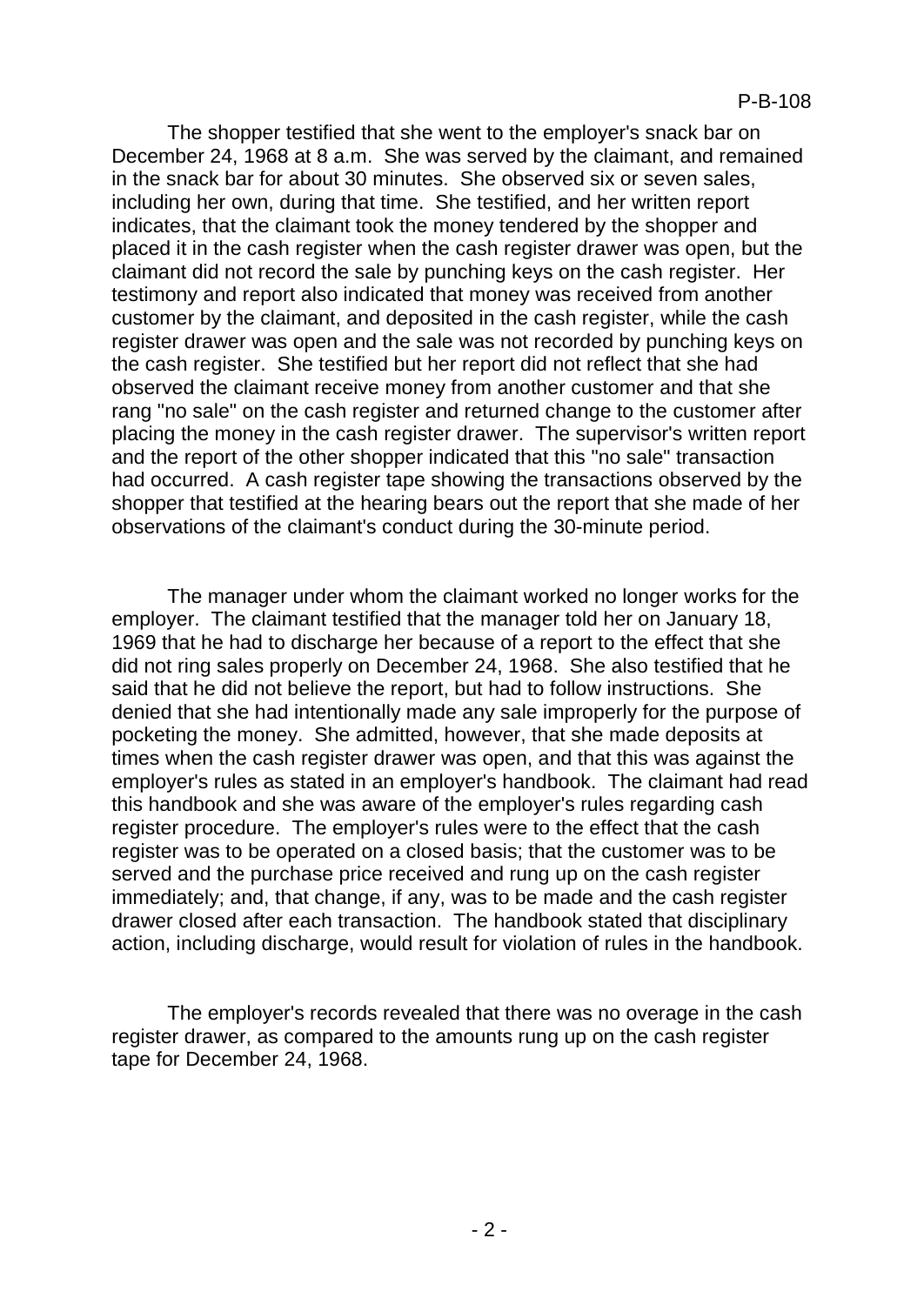The shopper testified that she went to the employer's snack bar on December 24, 1968 at 8 a.m. She was served by the claimant, and remained in the snack bar for about 30 minutes. She observed six or seven sales, including her own, during that time. She testified, and her written report indicates, that the claimant took the money tendered by the shopper and placed it in the cash register when the cash register drawer was open, but the claimant did not record the sale by punching keys on the cash register. Her testimony and report also indicated that money was received from another customer by the claimant, and deposited in the cash register, while the cash register drawer was open and the sale was not recorded by punching keys on the cash register. She testified but her report did not reflect that she had observed the claimant receive money from another customer and that she rang "no sale" on the cash register and returned change to the customer after placing the money in the cash register drawer. The supervisor's written report and the report of the other shopper indicated that this "no sale" transaction had occurred. A cash register tape showing the transactions observed by the shopper that testified at the hearing bears out the report that she made of her observations of the claimant's conduct during the 30-minute period.

The manager under whom the claimant worked no longer works for the employer. The claimant testified that the manager told her on January 18, 1969 that he had to discharge her because of a report to the effect that she did not ring sales properly on December 24, 1968. She also testified that he said that he did not believe the report, but had to follow instructions. She denied that she had intentionally made any sale improperly for the purpose of pocketing the money. She admitted, however, that she made deposits at times when the cash register drawer was open, and that this was against the employer's rules as stated in an employer's handbook. The claimant had read this handbook and she was aware of the employer's rules regarding cash register procedure. The employer's rules were to the effect that the cash register was to be operated on a closed basis; that the customer was to be served and the purchase price received and rung up on the cash register immediately; and, that change, if any, was to be made and the cash register drawer closed after each transaction. The handbook stated that disciplinary action, including discharge, would result for violation of rules in the handbook.

The employer's records revealed that there was no overage in the cash register drawer, as compared to the amounts rung up on the cash register tape for December 24, 1968.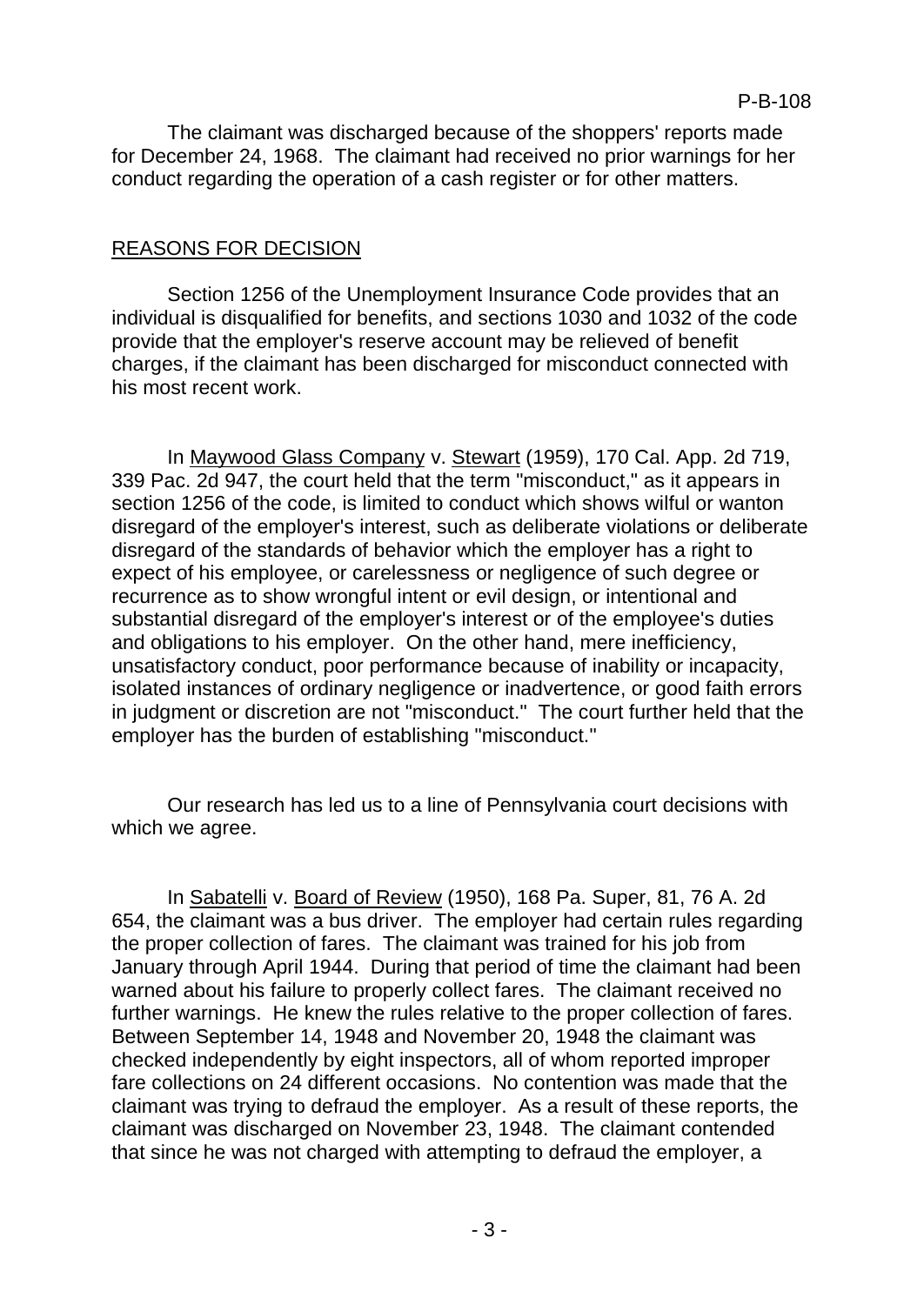The claimant was discharged because of the shoppers' reports made for December 24, 1968. The claimant had received no prior warnings for her conduct regarding the operation of a cash register or for other matters.

## REASONS FOR DECISION

Section 1256 of the Unemployment Insurance Code provides that an individual is disqualified for benefits, and sections 1030 and 1032 of the code provide that the employer's reserve account may be relieved of benefit charges, if the claimant has been discharged for misconduct connected with his most recent work.

In Maywood Glass Company v. Stewart (1959), 170 Cal. App. 2d 719, 339 Pac. 2d 947, the court held that the term "misconduct," as it appears in section 1256 of the code, is limited to conduct which shows wilful or wanton disregard of the employer's interest, such as deliberate violations or deliberate disregard of the standards of behavior which the employer has a right to expect of his employee, or carelessness or negligence of such degree or recurrence as to show wrongful intent or evil design, or intentional and substantial disregard of the employer's interest or of the employee's duties and obligations to his employer. On the other hand, mere inefficiency, unsatisfactory conduct, poor performance because of inability or incapacity, isolated instances of ordinary negligence or inadvertence, or good faith errors in judgment or discretion are not "misconduct." The court further held that the employer has the burden of establishing "misconduct."

Our research has led us to a line of Pennsylvania court decisions with which we agree.

In Sabatelli v. Board of Review (1950), 168 Pa. Super, 81, 76 A. 2d 654, the claimant was a bus driver. The employer had certain rules regarding the proper collection of fares. The claimant was trained for his job from January through April 1944. During that period of time the claimant had been warned about his failure to properly collect fares. The claimant received no further warnings. He knew the rules relative to the proper collection of fares. Between September 14, 1948 and November 20, 1948 the claimant was checked independently by eight inspectors, all of whom reported improper fare collections on 24 different occasions. No contention was made that the claimant was trying to defraud the employer. As a result of these reports, the claimant was discharged on November 23, 1948. The claimant contended that since he was not charged with attempting to defraud the employer, a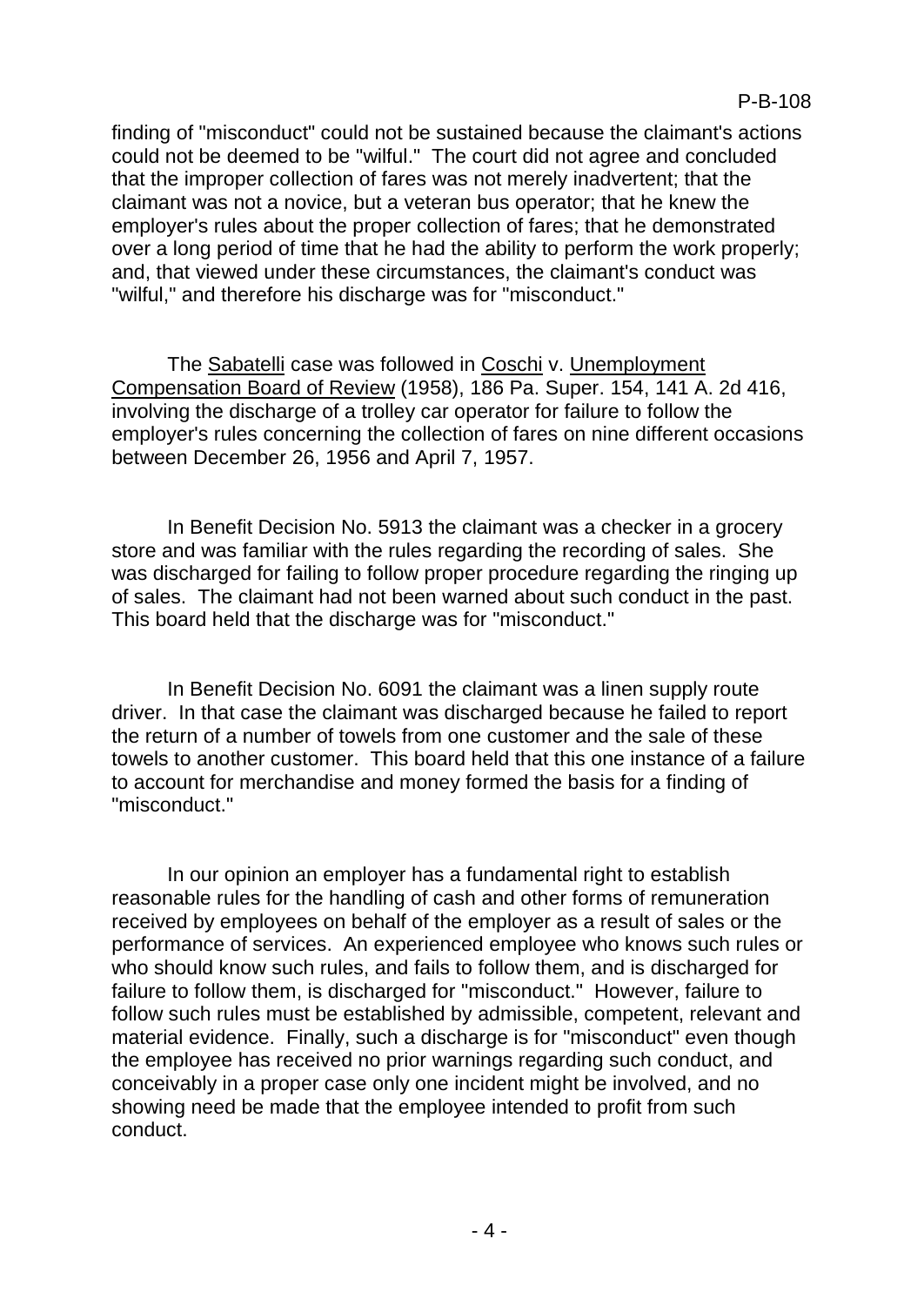finding of "misconduct" could not be sustained because the claimant's actions could not be deemed to be "wilful." The court did not agree and concluded that the improper collection of fares was not merely inadvertent; that the claimant was not a novice, but a veteran bus operator; that he knew the employer's rules about the proper collection of fares; that he demonstrated over a long period of time that he had the ability to perform the work properly; and, that viewed under these circumstances, the claimant's conduct was "wilful," and therefore his discharge was for "misconduct."

The Sabatelli case was followed in Coschi v. Unemployment Compensation Board of Review (1958), 186 Pa. Super. 154, 141 A. 2d 416, involving the discharge of a trolley car operator for failure to follow the employer's rules concerning the collection of fares on nine different occasions between December 26, 1956 and April 7, 1957.

In Benefit Decision No. 5913 the claimant was a checker in a grocery store and was familiar with the rules regarding the recording of sales. She was discharged for failing to follow proper procedure regarding the ringing up of sales. The claimant had not been warned about such conduct in the past. This board held that the discharge was for "misconduct."

In Benefit Decision No. 6091 the claimant was a linen supply route driver. In that case the claimant was discharged because he failed to report the return of a number of towels from one customer and the sale of these towels to another customer. This board held that this one instance of a failure to account for merchandise and money formed the basis for a finding of "misconduct."

In our opinion an employer has a fundamental right to establish reasonable rules for the handling of cash and other forms of remuneration received by employees on behalf of the employer as a result of sales or the performance of services. An experienced employee who knows such rules or who should know such rules, and fails to follow them, and is discharged for failure to follow them, is discharged for "misconduct." However, failure to follow such rules must be established by admissible, competent, relevant and material evidence. Finally, such a discharge is for "misconduct" even though the employee has received no prior warnings regarding such conduct, and conceivably in a proper case only one incident might be involved, and no showing need be made that the employee intended to profit from such conduct.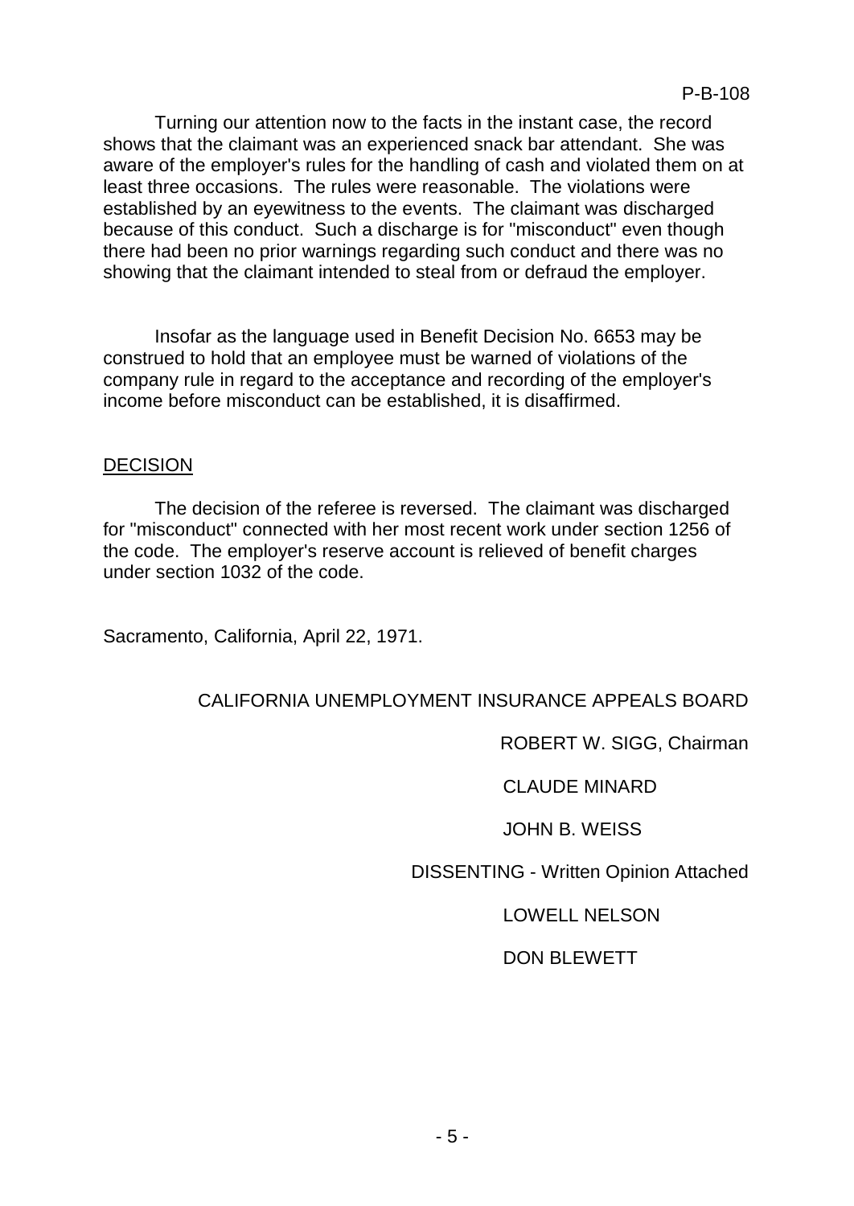Turning our attention now to the facts in the instant case, the record shows that the claimant was an experienced snack bar attendant. She was aware of the employer's rules for the handling of cash and violated them on at least three occasions. The rules were reasonable. The violations were established by an eyewitness to the events. The claimant was discharged because of this conduct. Such a discharge is for "misconduct" even though there had been no prior warnings regarding such conduct and there was no showing that the claimant intended to steal from or defraud the employer.

Insofar as the language used in Benefit Decision No. 6653 may be construed to hold that an employee must be warned of violations of the company rule in regard to the acceptance and recording of the employer's income before misconduct can be established, it is disaffirmed.

## DECISION

The decision of the referee is reversed. The claimant was discharged for "misconduct" connected with her most recent work under section 1256 of the code. The employer's reserve account is relieved of benefit charges under section 1032 of the code.

Sacramento, California, April 22, 1971.

CALIFORNIA UNEMPLOYMENT INSURANCE APPEALS BOARD

ROBERT W. SIGG, Chairman

CLAUDE MINARD

JOHN B. WEISS

DISSENTING - Written Opinion Attached

LOWELL NELSON

DON BLEWETT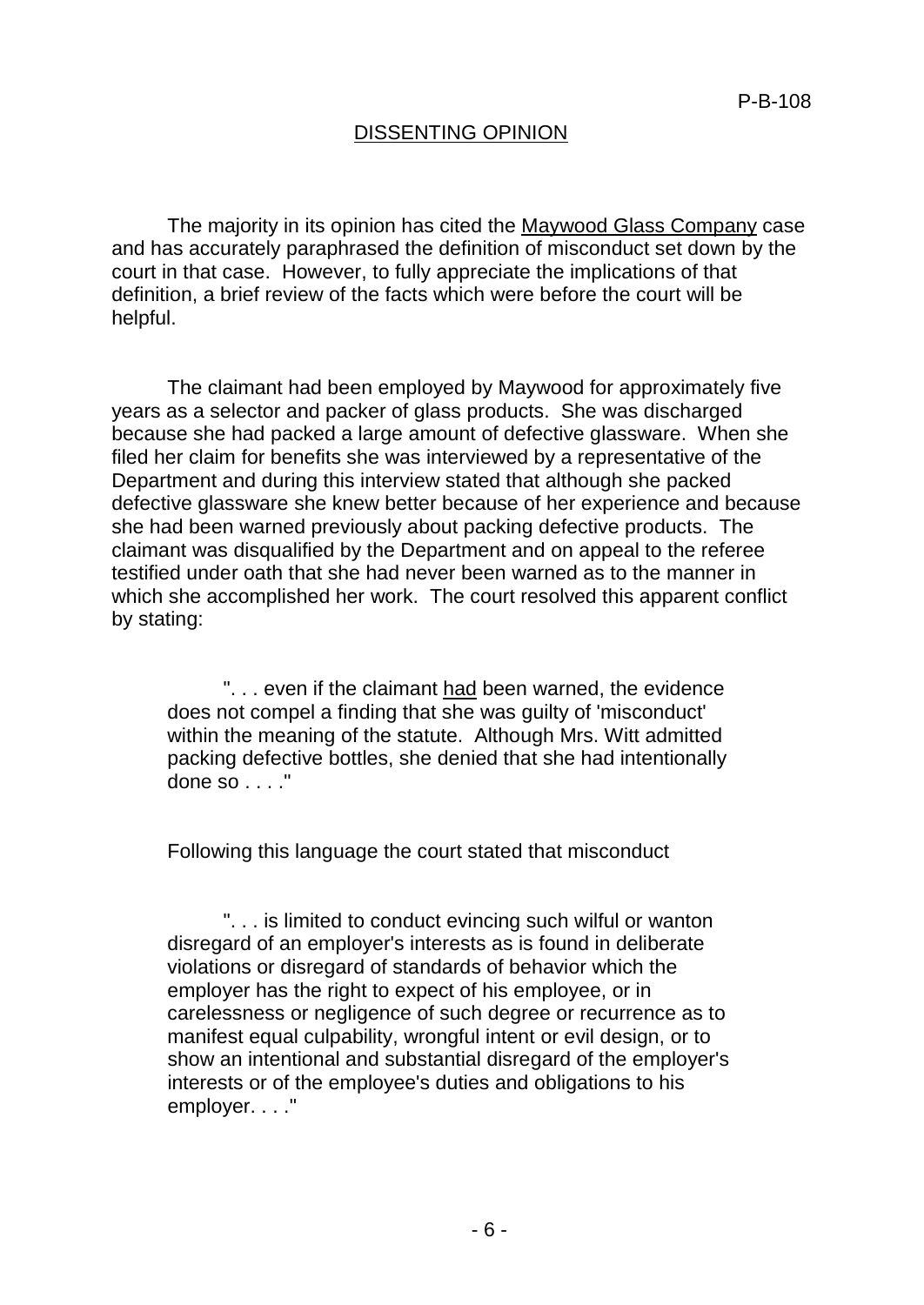## DISSENTING OPINION

The majority in its opinion has cited the Maywood Glass Company case and has accurately paraphrased the definition of misconduct set down by the court in that case. However, to fully appreciate the implications of that definition, a brief review of the facts which were before the court will be helpful.

The claimant had been employed by Maywood for approximately five years as a selector and packer of glass products. She was discharged because she had packed a large amount of defective glassware. When she filed her claim for benefits she was interviewed by a representative of the Department and during this interview stated that although she packed defective glassware she knew better because of her experience and because she had been warned previously about packing defective products. The claimant was disqualified by the Department and on appeal to the referee testified under oath that she had never been warned as to the manner in which she accomplished her work. The court resolved this apparent conflict by stating:

> ". . . even if the claimant had been warned, the evidence does not compel a finding that she was guilty of 'misconduct' within the meaning of the statute. Although Mrs. Witt admitted packing defective bottles, she denied that she had intentionally done so . . . ."

Following this language the court stated that misconduct

> ". . . is limited to conduct evincing such wilful or wanton disregard of an employer's interests as is found in deliberate violations or disregard of standards of behavior which the employer has the right to expect of his employee, or in carelessness or negligence of such degree or recurrence as to manifest equal culpability, wrongful intent or evil design, or to show an intentional and substantial disregard of the employer's interests or of the employee's duties and obligations to his employer. . . ."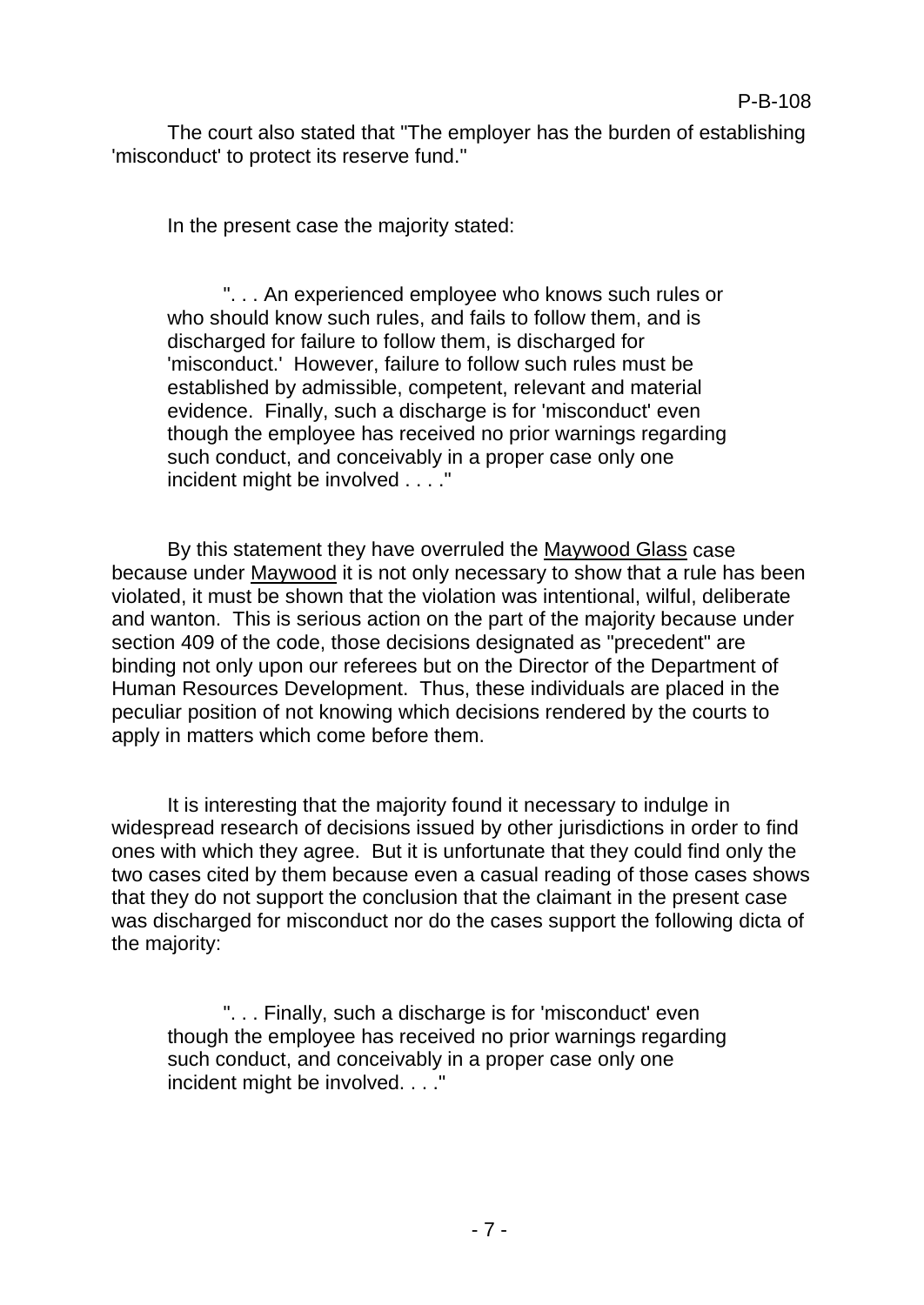The court also stated that "The employer has the burden of establishing 'misconduct' to protect its reserve fund."

In the present case the majority stated:

> ". . . An experienced employee who knows such rules or who should know such rules, and fails to follow them, and is discharged for failure to follow them, is discharged for 'misconduct.' However, failure to follow such rules must be established by admissible, competent, relevant and material evidence. Finally, such a discharge is for 'misconduct' even though the employee has received no prior warnings regarding such conduct, and conceivably in a proper case only one incident might be involved . . . ."

By this statement they have overruled the Maywood Glass case because under Maywood it is not only necessary to show that a rule has been violated, it must be shown that the violation was intentional, wilful, deliberate and wanton. This is serious action on the part of the majority because under section 409 of the code, those decisions designated as "precedent" are binding not only upon our referees but on the Director of the Department of Human Resources Development. Thus, these individuals are placed in the peculiar position of not knowing which decisions rendered by the courts to apply in matters which come before them.

It is interesting that the majority found it necessary to indulge in widespread research of decisions issued by other jurisdictions in order to find ones with which they agree. But it is unfortunate that they could find only the two cases cited by them because even a casual reading of those cases shows that they do not support the conclusion that the claimant in the present case was discharged for misconduct nor do the cases support the following dicta of the majority:

> ". . . Finally, such a discharge is for 'misconduct' even though the employee has received no prior warnings regarding such conduct, and conceivably in a proper case only one incident might be involved. . . ."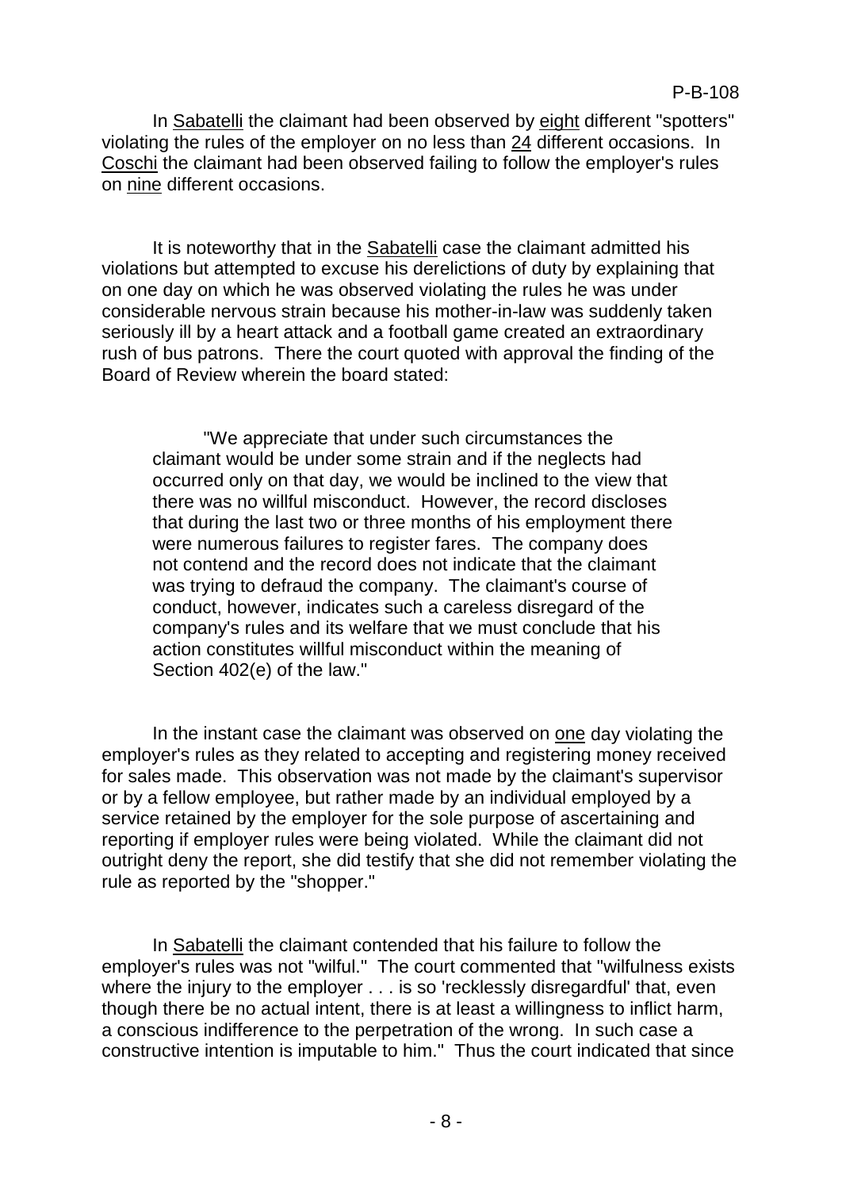In Sabatelli the claimant had been observed by eight different "spotters" violating the rules of the employer on no less than 24 different occasions. In Coschi the claimant had been observed failing to follow the employer's rules on nine different occasions.

It is noteworthy that in the Sabatelli case the claimant admitted his violations but attempted to excuse his derelictions of duty by explaining that on one day on which he was observed violating the rules he was under considerable nervous strain because his mother-in-law was suddenly taken seriously ill by a heart attack and a football game created an extraordinary rush of bus patrons. There the court quoted with approval the finding of the Board of Review wherein the board stated:

> "We appreciate that under such circumstances the claimant would be under some strain and if the neglects had occurred only on that day, we would be inclined to the view that there was no willful misconduct. However, the record discloses that during the last two or three months of his employment there were numerous failures to register fares. The company does not contend and the record does not indicate that the claimant was trying to defraud the company. The claimant's course of conduct, however, indicates such a careless disregard of the company's rules and its welfare that we must conclude that his action constitutes willful misconduct within the meaning of Section 402(e) of the law."

In the instant case the claimant was observed on one day violating the employer's rules as they related to accepting and registering money received for sales made. This observation was not made by the claimant's supervisor or by a fellow employee, but rather made by an individual employed by a service retained by the employer for the sole purpose of ascertaining and reporting if employer rules were being violated. While the claimant did not outright deny the report, she did testify that she did not remember violating the rule as reported by the "shopper."

In Sabatelli the claimant contended that his failure to follow the employer's rules was not "wilful." The court commented that "wilfulness exists where the injury to the employer . . . is so 'recklessly disregardful' that, even though there be no actual intent, there is at least a willingness to inflict harm, a conscious indifference to the perpetration of the wrong. In such case a constructive intention is imputable to him." Thus the court indicated that since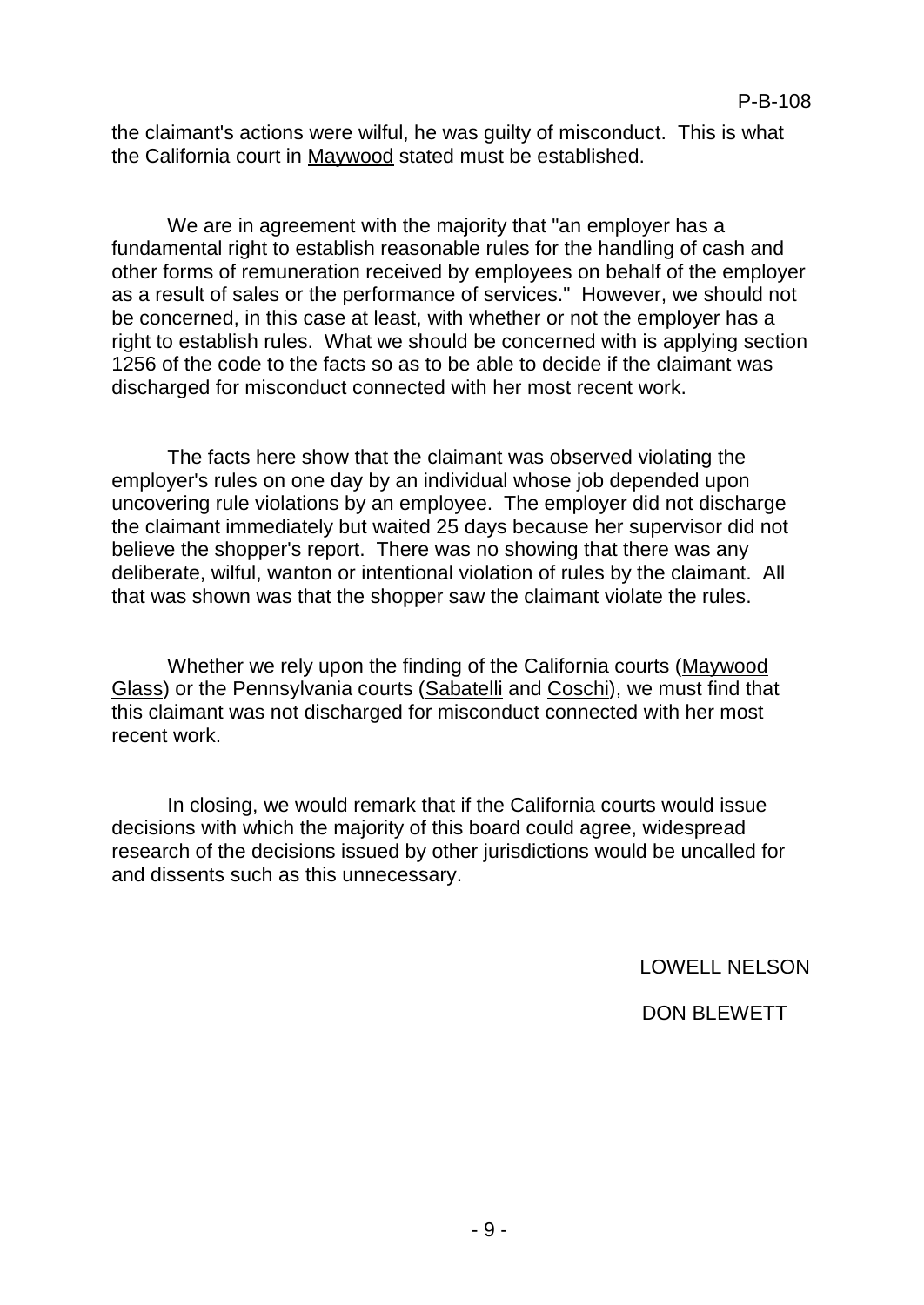the claimant's actions were wilful, he was guilty of misconduct. This is what the California court in Maywood stated must be established.

We are in agreement with the majority that "an employer has a fundamental right to establish reasonable rules for the handling of cash and other forms of remuneration received by employees on behalf of the employer as a result of sales or the performance of services." However, we should not be concerned, in this case at least, with whether or not the employer has a right to establish rules. What we should be concerned with is applying section 1256 of the code to the facts so as to be able to decide if the claimant was discharged for misconduct connected with her most recent work.

The facts here show that the claimant was observed violating the employer's rules on one day by an individual whose job depended upon uncovering rule violations by an employee. The employer did not discharge the claimant immediately but waited 25 days because her supervisor did not believe the shopper's report. There was no showing that there was any deliberate, wilful, wanton or intentional violation of rules by the claimant. All that was shown was that the shopper saw the claimant violate the rules.

Whether we rely upon the finding of the California courts (Maywood Glass) or the Pennsylvania courts (Sabatelli and Coschi), we must find that this claimant was not discharged for misconduct connected with her most recent work.

In closing, we would remark that if the California courts would issue decisions with which the majority of this board could agree, widespread research of the decisions issued by other jurisdictions would be uncalled for and dissents such as this unnecessary.

LOWELL NELSON

DON BLEWETT